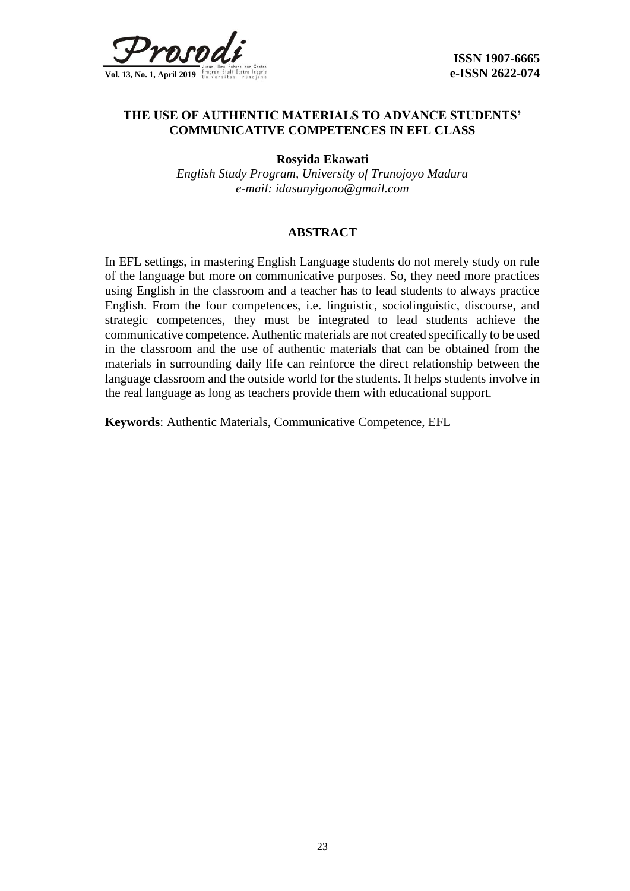# THE USE OF AUTHENTIC MATERIALS TO ADVANCE STUDENTS' COMMUNICATIVE COMPETENCES IN EFL CLASS

**Rosyida Ekawati**

*English Study Program, University of Trunojoyo Madura*
*e-mail: idasunyigono@gmail.com*

## ABSTRACT

In EFL settings, in mastering English Language students do not merely study on rule of the language but more on communicative purposes. So, they need more practices using English in the classroom and a teacher has to lead students to always practice English. From the four competences, i.e. linguistic, sociolinguistic, discourse, and strategic competences, they must be integrated to lead students achieve the communicative competence. Authentic materials are not created specifically to be used in the classroom and the use of authentic materials that can be obtained from the materials in surrounding daily life can reinforce the direct relationship between the language classroom and the outside world for the students. It helps students involve in the real language as long as teachers provide them with educational support.

**Keywords**: Authentic Materials, Communicative Competence, EFL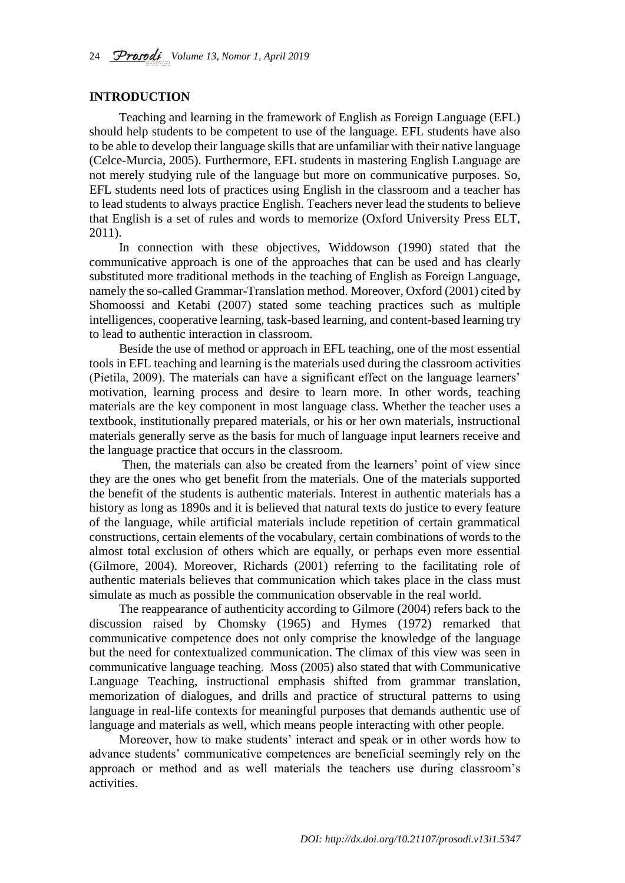## INTRODUCTION

Teaching and learning in the framework of English as Foreign Language (EFL) should help students to be competent to use of the language. EFL students have also to be able to develop their language skills that are unfamiliar with their native language (Celce-Murcia, 2005). Furthermore, EFL students in mastering English Language are not merely studying rule of the language but more on communicative purposes. So, EFL students need lots of practices using English in the classroom and a teacher has to lead students to always practice English. Teachers never lead the students to believe that English is a set of rules and words to memorize (Oxford University Press ELT, 2011).

In connection with these objectives, Widdowson (1990) stated that the communicative approach is one of the approaches that can be used and has clearly substituted more traditional methods in the teaching of English as Foreign Language, namely the so-called Grammar-Translation method. Moreover, Oxford (2001) cited by Shomoossi and Ketabi (2007) stated some teaching practices such as multiple intelligences, cooperative learning, task-based learning, and content-based learning try to lead to authentic interaction in classroom.

Beside the use of method or approach in EFL teaching, one of the most essential tools in EFL teaching and learning is the materials used during the classroom activities (Pietila, 2009). The materials can have a significant effect on the language learners' motivation, learning process and desire to learn more. In other words, teaching materials are the key component in most language class. Whether the teacher uses a textbook, institutionally prepared materials, or his or her own materials, instructional materials generally serve as the basis for much of language input learners receive and the language practice that occurs in the classroom.

Then, the materials can also be created from the learners' point of view since they are the ones who get benefit from the materials. One of the materials supported the benefit of the students is authentic materials. Interest in authentic materials has a history as long as 1890s and it is believed that natural texts do justice to every feature of the language, while artificial materials include repetition of certain grammatical constructions, certain elements of the vocabulary, certain combinations of words to the almost total exclusion of others which are equally, or perhaps even more essential (Gilmore, 2004). Moreover, Richards (2001) referring to the facilitating role of authentic materials believes that communication which takes place in the class must simulate as much as possible the communication observable in the real world.

The reappearance of authenticity according to Gilmore (2004) refers back to the discussion raised by Chomsky (1965) and Hymes (1972) remarked that communicative competence does not only comprise the knowledge of the language but the need for contextualized communication. The climax of this view was seen in communicative language teaching. Moss (2005) also stated that with Communicative Language Teaching, instructional emphasis shifted from grammar translation, memorization of dialogues, and drills and practice of structural patterns to using language in real-life contexts for meaningful purposes that demands authentic use of language and materials as well, which means people interacting with other people.

Moreover, how to make students' interact and speak or in other words how to advance students' communicative competences are beneficial seemingly rely on the approach or method and as well materials the teachers use during classroom's activities.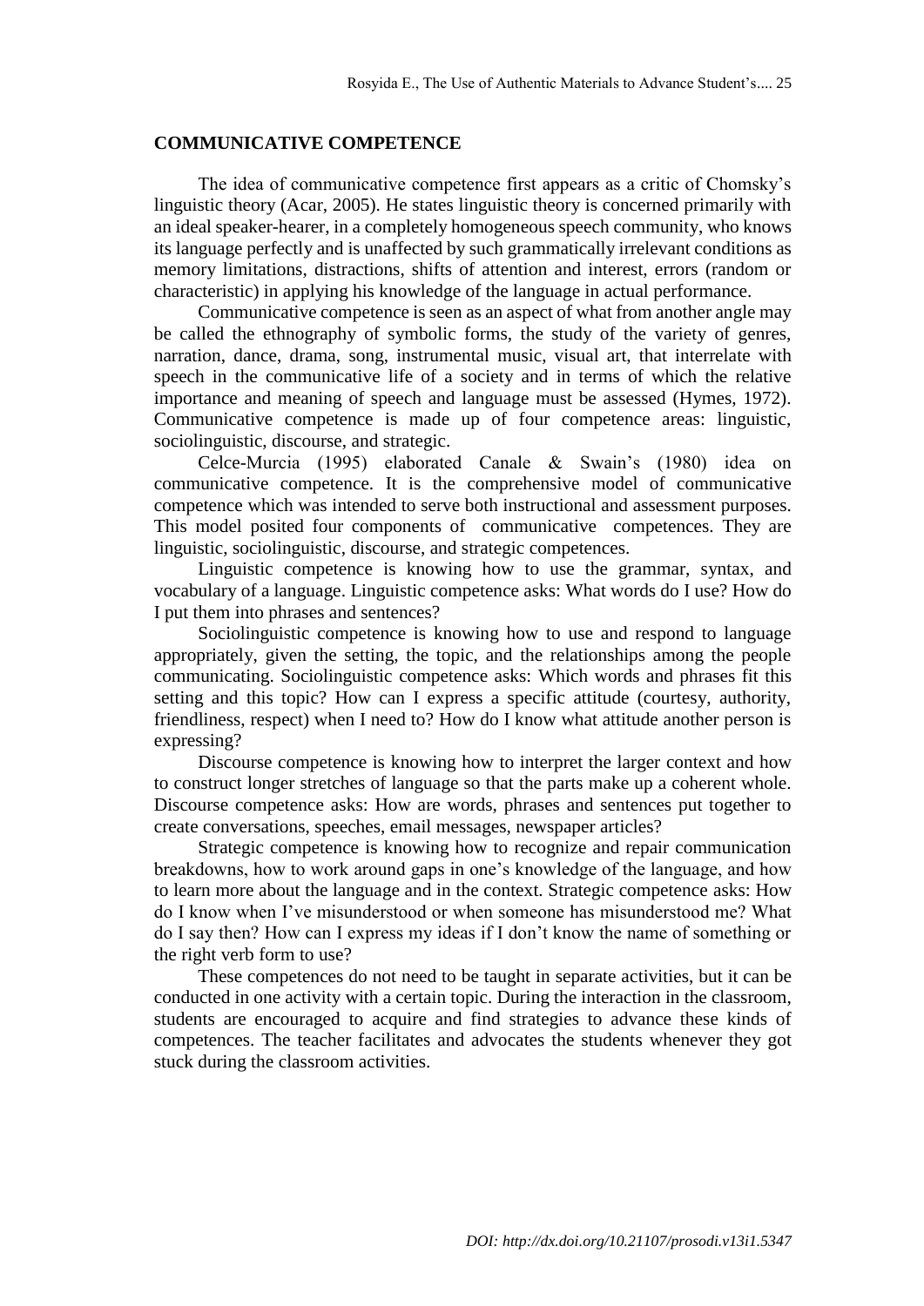## COMMUNICATIVE COMPETENCE

The idea of communicative competence first appears as a critic of Chomsky's linguistic theory (Acar, 2005). He states linguistic theory is concerned primarily with an ideal speaker-hearer, in a completely homogeneous speech community, who knows its language perfectly and is unaffected by such grammatically irrelevant conditions as memory limitations, distractions, shifts of attention and interest, errors (random or characteristic) in applying his knowledge of the language in actual performance.

Communicative competence is seen as an aspect of what from another angle may be called the ethnography of symbolic forms, the study of the variety of genres, narration, dance, drama, song, instrumental music, visual art, that interrelate with speech in the communicative life of a society and in terms of which the relative importance and meaning of speech and language must be assessed (Hymes, 1972). Communicative competence is made up of four competence areas: linguistic, sociolinguistic, discourse, and strategic.

Celce-Murcia (1995) elaborated Canale & Swain's (1980) idea on communicative competence. It is the comprehensive model of communicative competence which was intended to serve both instructional and assessment purposes. This model posited four components of communicative competences. They are linguistic, sociolinguistic, discourse, and strategic competences.

Linguistic competence is knowing how to use the grammar, syntax, and vocabulary of a language. Linguistic competence asks: What words do I use? How do I put them into phrases and sentences?

Sociolinguistic competence is knowing how to use and respond to language appropriately, given the setting, the topic, and the relationships among the people communicating. Sociolinguistic competence asks: Which words and phrases fit this setting and this topic? How can I express a specific attitude (courtesy, authority, friendliness, respect) when I need to? How do I know what attitude another person is expressing?

Discourse competence is knowing how to interpret the larger context and how to construct longer stretches of language so that the parts make up a coherent whole. Discourse competence asks: How are words, phrases and sentences put together to create conversations, speeches, email messages, newspaper articles?

Strategic competence is knowing how to recognize and repair communication breakdowns, how to work around gaps in one's knowledge of the language, and how to learn more about the language and in the context. Strategic competence asks: How do I know when I've misunderstood or when someone has misunderstood me? What do I say then? How can I express my ideas if I don't know the name of something or the right verb form to use?

These competences do not need to be taught in separate activities, but it can be conducted in one activity with a certain topic. During the interaction in the classroom, students are encouraged to acquire and find strategies to advance these kinds of competences. The teacher facilitates and advocates the students whenever they got stuck during the classroom activities.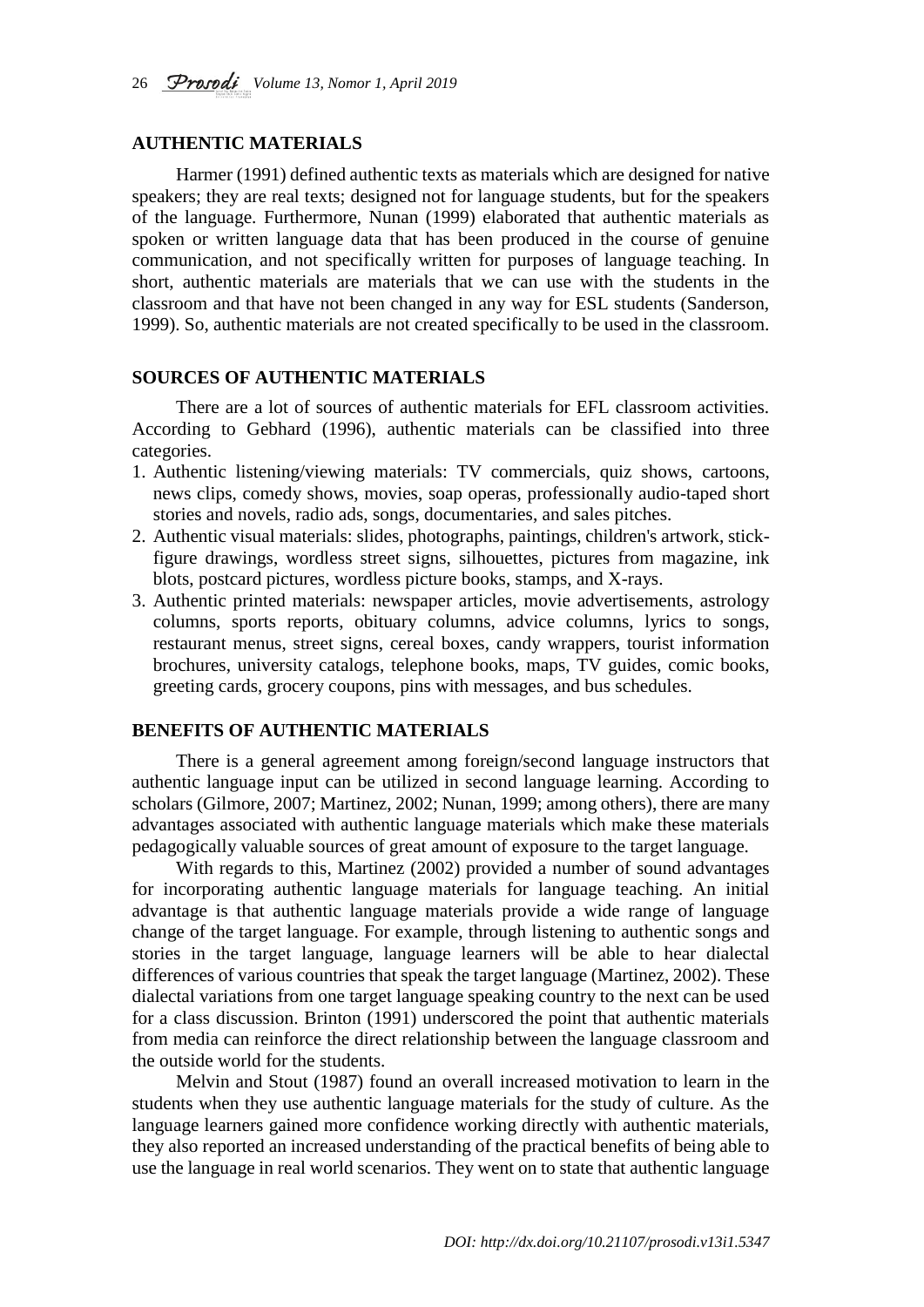## AUTHENTIC MATERIALS

Harmer (1991) defined authentic texts as materials which are designed for native speakers; they are real texts; designed not for language students, but for the speakers of the language. Furthermore, Nunan (1999) elaborated that authentic materials as spoken or written language data that has been produced in the course of genuine communication, and not specifically written for purposes of language teaching. In short, authentic materials are materials that we can use with the students in the classroom and that have not been changed in any way for ESL students (Sanderson, 1999). So, authentic materials are not created specifically to be used in the classroom.

## SOURCES OF AUTHENTIC MATERIALS

There are a lot of sources of authentic materials for EFL classroom activities. According to Gebhard (1996), authentic materials can be classified into three categories.

1. Authentic listening/viewing materials: TV commercials, quiz shows, cartoons, news clips, comedy shows, movies, soap operas, professionally audio-taped short stories and novels, radio ads, songs, documentaries, and sales pitches.
2. Authentic visual materials: slides, photographs, paintings, children's artwork, stick-figure drawings, wordless street signs, silhouettes, pictures from magazine, ink blots, postcard pictures, wordless picture books, stamps, and X-rays.
3. Authentic printed materials: newspaper articles, movie advertisements, astrology columns, sports reports, obituary columns, advice columns, lyrics to songs, restaurant menus, street signs, cereal boxes, candy wrappers, tourist information brochures, university catalogs, telephone books, maps, TV guides, comic books, greeting cards, grocery coupons, pins with messages, and bus schedules.

## BENEFITS OF AUTHENTIC MATERIALS

There is a general agreement among foreign/second language instructors that authentic language input can be utilized in second language learning. According to scholars (Gilmore, 2007; Martinez, 2002; Nunan, 1999; among others), there are many advantages associated with authentic language materials which make these materials pedagogically valuable sources of great amount of exposure to the target language.

With regards to this, Martinez (2002) provided a number of sound advantages for incorporating authentic language materials for language teaching. An initial advantage is that authentic language materials provide a wide range of language change of the target language. For example, through listening to authentic songs and stories in the target language, language learners will be able to hear dialectal differences of various countries that speak the target language (Martinez, 2002). These dialectal variations from one target language speaking country to the next can be used for a class discussion. Brinton (1991) underscored the point that authentic materials from media can reinforce the direct relationship between the language classroom and the outside world for the students.

Melvin and Stout (1987) found an overall increased motivation to learn in the students when they use authentic language materials for the study of culture. As the language learners gained more confidence working directly with authentic materials, they also reported an increased understanding of the practical benefits of being able to use the language in real world scenarios. They went on to state that authentic language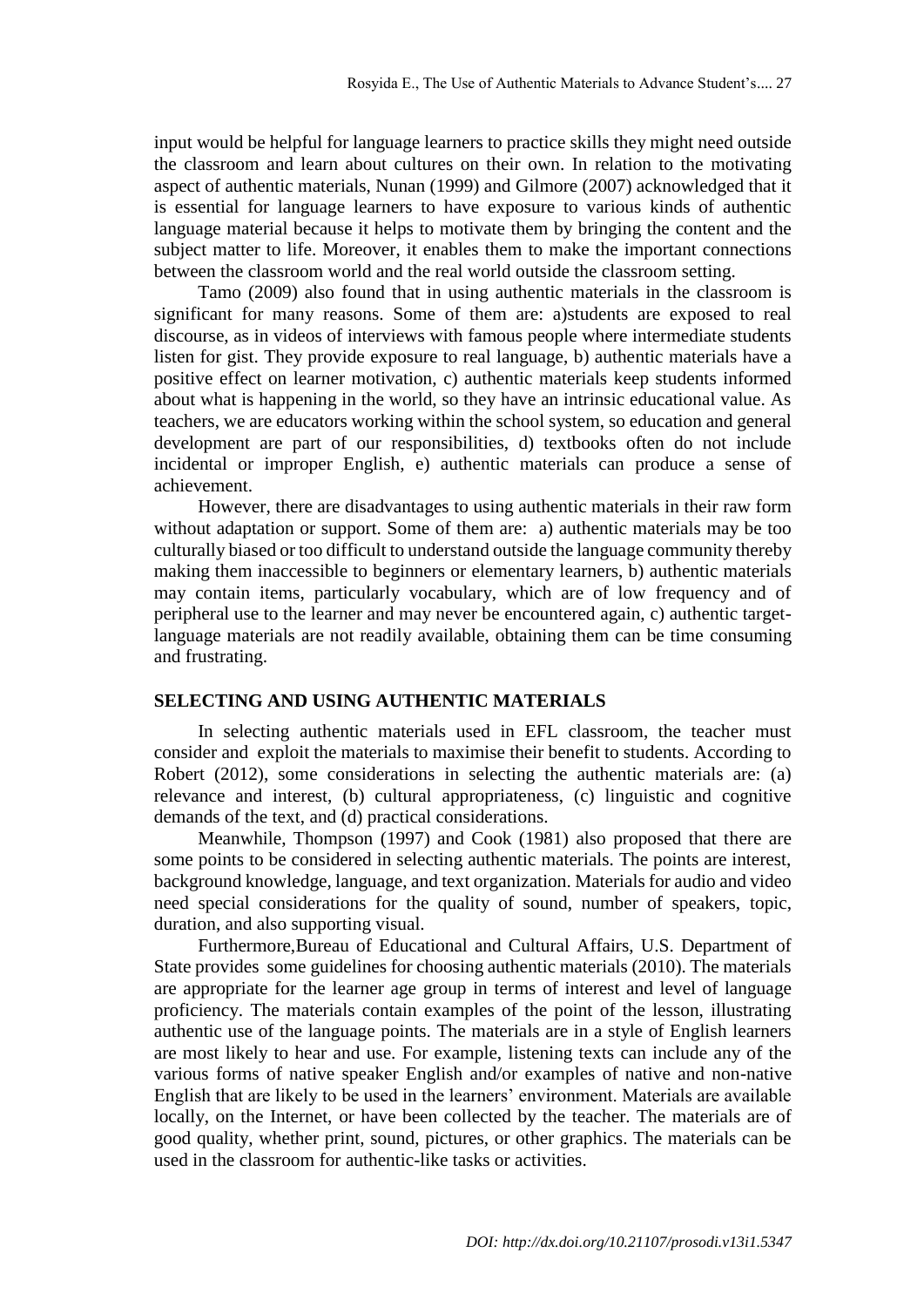input would be helpful for language learners to practice skills they might need outside the classroom and learn about cultures on their own. In relation to the motivating aspect of authentic materials, Nunan (1999) and Gilmore (2007) acknowledged that it is essential for language learners to have exposure to various kinds of authentic language material because it helps to motivate them by bringing the content and the subject matter to life. Moreover, it enables them to make the important connections between the classroom world and the real world outside the classroom setting.

Tamo (2009) also found that in using authentic materials in the classroom is significant for many reasons. Some of them are: a)students are exposed to real discourse, as in videos of interviews with famous people where intermediate students listen for gist. They provide exposure to real language, b) authentic materials have a positive effect on learner motivation, c) authentic materials keep students informed about what is happening in the world, so they have an intrinsic educational value. As teachers, we are educators working within the school system, so education and general development are part of our responsibilities, d) textbooks often do not include incidental or improper English, e) authentic materials can produce a sense of achievement.

However, there are disadvantages to using authentic materials in their raw form without adaptation or support. Some of them are: a) authentic materials may be too culturally biased or too difficult to understand outside the language community thereby making them inaccessible to beginners or elementary learners, b) authentic materials may contain items, particularly vocabulary, which are of low frequency and of peripheral use to the learner and may never be encountered again, c) authentic target-language materials are not readily available, obtaining them can be time consuming and frustrating.

## SELECTING AND USING AUTHENTIC MATERIALS

In selecting authentic materials used in EFL classroom, the teacher must consider and exploit the materials to maximise their benefit to students. According to Robert (2012), some considerations in selecting the authentic materials are: (a) relevance and interest, (b) cultural appropriateness, (c) linguistic and cognitive demands of the text, and (d) practical considerations.

Meanwhile, Thompson (1997) and Cook (1981) also proposed that there are some points to be considered in selecting authentic materials. The points are interest, background knowledge, language, and text organization. Materials for audio and video need special considerations for the quality of sound, number of speakers, topic, duration, and also supporting visual.

Furthermore,Bureau of Educational and Cultural Affairs, U.S. Department of State provides some guidelines for choosing authentic materials (2010). The materials are appropriate for the learner age group in terms of interest and level of language proficiency. The materials contain examples of the point of the lesson, illustrating authentic use of the language points. The materials are in a style of English learners are most likely to hear and use. For example, listening texts can include any of the various forms of native speaker English and/or examples of native and non-native English that are likely to be used in the learners' environment. Materials are available locally, on the Internet, or have been collected by the teacher. The materials are of good quality, whether print, sound, pictures, or other graphics. The materials can be used in the classroom for authentic-like tasks or activities.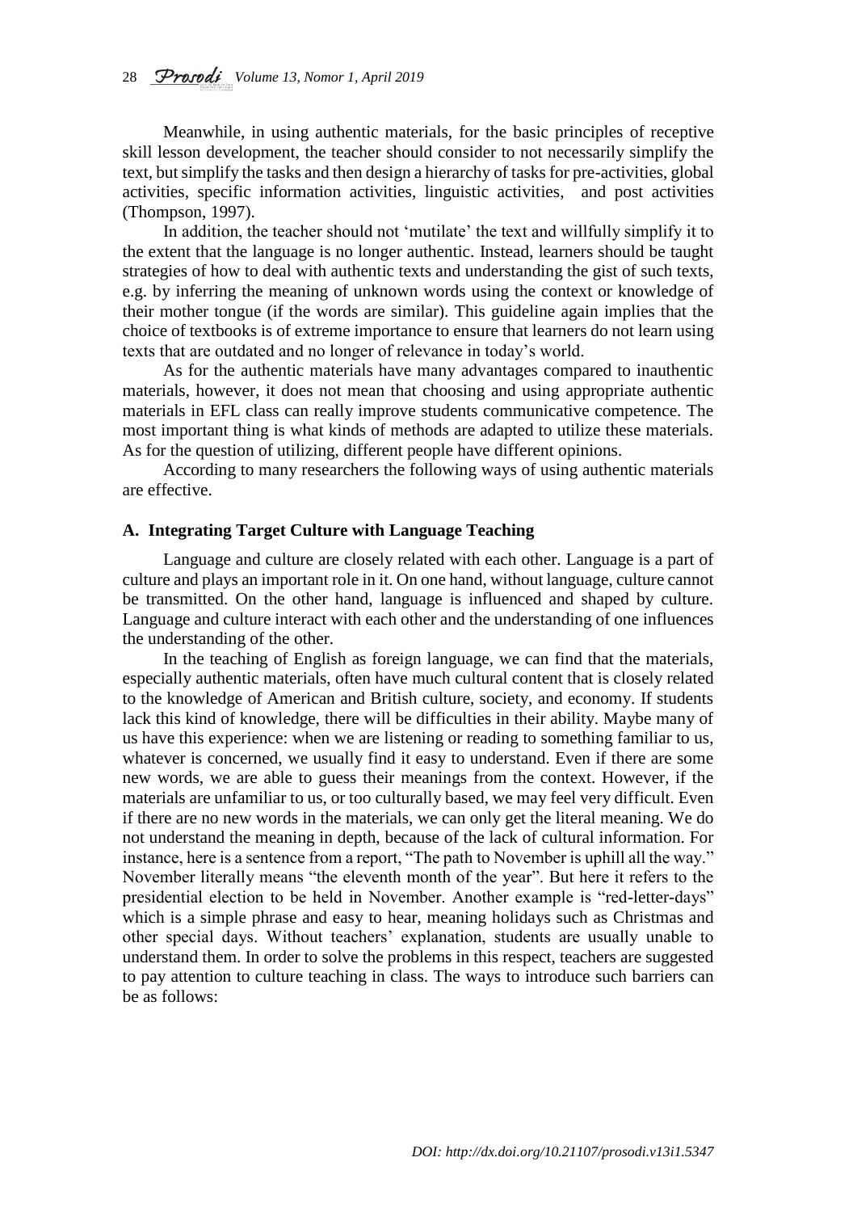Meanwhile, in using authentic materials, for the basic principles of receptive skill lesson development, the teacher should consider to not necessarily simplify the text, but simplify the tasks and then design a hierarchy of tasks for pre-activities, global activities, specific information activities, linguistic activities, and post activities (Thompson, 1997).

In addition, the teacher should not 'mutilate' the text and willfully simplify it to the extent that the language is no longer authentic. Instead, learners should be taught strategies of how to deal with authentic texts and understanding the gist of such texts, e.g. by inferring the meaning of unknown words using the context or knowledge of their mother tongue (if the words are similar). This guideline again implies that the choice of textbooks is of extreme importance to ensure that learners do not learn using texts that are outdated and no longer of relevance in today's world.

As for the authentic materials have many advantages compared to inauthentic materials, however, it does not mean that choosing and using appropriate authentic materials in EFL class can really improve students communicative competence. The most important thing is what kinds of methods are adapted to utilize these materials. As for the question of utilizing, different people have different opinions.

According to many researchers the following ways of using authentic materials are effective.

### A. Integrating Target Culture with Language Teaching

Language and culture are closely related with each other. Language is a part of culture and plays an important role in it. On one hand, without language, culture cannot be transmitted. On the other hand, language is influenced and shaped by culture. Language and culture interact with each other and the understanding of one influences the understanding of the other.

In the teaching of English as foreign language, we can find that the materials, especially authentic materials, often have much cultural content that is closely related to the knowledge of American and British culture, society, and economy. If students lack this kind of knowledge, there will be difficulties in their ability. Maybe many of us have this experience: when we are listening or reading to something familiar to us, whatever is concerned, we usually find it easy to understand. Even if there are some new words, we are able to guess their meanings from the context. However, if the materials are unfamiliar to us, or too culturally based, we may feel very difficult. Even if there are no new words in the materials, we can only get the literal meaning. We do not understand the meaning in depth, because of the lack of cultural information. For instance, here is a sentence from a report, "The path to November is uphill all the way." November literally means "the eleventh month of the year". But here it refers to the presidential election to be held in November. Another example is "red-letter-days" which is a simple phrase and easy to hear, meaning holidays such as Christmas and other special days. Without teachers' explanation, students are usually unable to understand them. In order to solve the problems in this respect, teachers are suggested to pay attention to culture teaching in class. The ways to introduce such barriers can be as follows: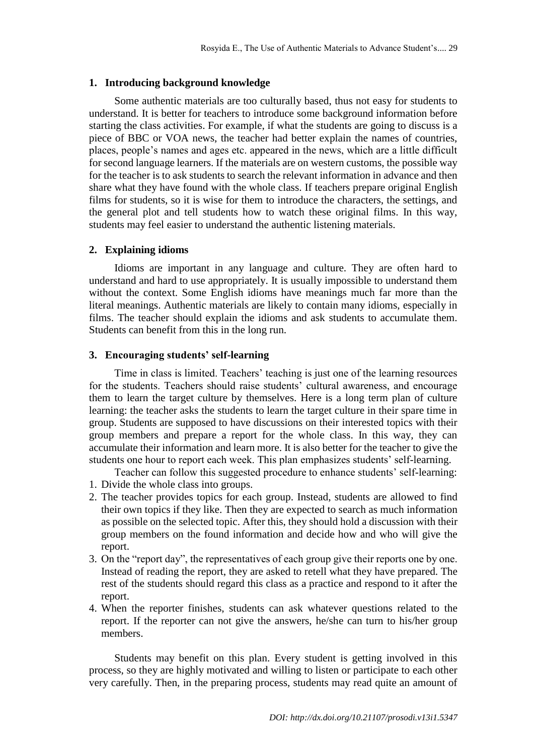### 1. Introducing background knowledge

Some authentic materials are too culturally based, thus not easy for students to understand. It is better for teachers to introduce some background information before starting the class activities. For example, if what the students are going to discuss is a piece of BBC or VOA news, the teacher had better explain the names of countries, places, people's names and ages etc. appeared in the news, which are a little difficult for second language learners. If the materials are on western customs, the possible way for the teacher is to ask students to search the relevant information in advance and then share what they have found with the whole class. If teachers prepare original English films for students, so it is wise for them to introduce the characters, the settings, and the general plot and tell students how to watch these original films. In this way, students may feel easier to understand the authentic listening materials.

### 2. Explaining idioms

Idioms are important in any language and culture. They are often hard to understand and hard to use appropriately. It is usually impossible to understand them without the context. Some English idioms have meanings much far more than the literal meanings. Authentic materials are likely to contain many idioms, especially in films. The teacher should explain the idioms and ask students to accumulate them. Students can benefit from this in the long run.

### 3. Encouraging students' self-learning

Time in class is limited. Teachers' teaching is just one of the learning resources for the students. Teachers should raise students' cultural awareness, and encourage them to learn the target culture by themselves. Here is a long term plan of culture learning: the teacher asks the students to learn the target culture in their spare time in group. Students are supposed to have discussions on their interested topics with their group members and prepare a report for the whole class. In this way, they can accumulate their information and learn more. It is also better for the teacher to give the students one hour to report each week. This plan emphasizes students' self-learning.

Teacher can follow this suggested procedure to enhance students' self-learning:

1. Divide the whole class into groups.
2. The teacher provides topics for each group. Instead, students are allowed to find their own topics if they like. Then they are expected to search as much information as possible on the selected topic. After this, they should hold a discussion with their group members on the found information and decide how and who will give the report.
3. On the "report day", the representatives of each group give their reports one by one. Instead of reading the report, they are asked to retell what they have prepared. The rest of the students should regard this class as a practice and respond to it after the report.
4. When the reporter finishes, students can ask whatever questions related to the report. If the reporter can not give the answers, he/she can turn to his/her group members.

Students may benefit on this plan. Every student is getting involved in this process, so they are highly motivated and willing to listen or participate to each other very carefully. Then, in the preparing process, students may read quite an amount of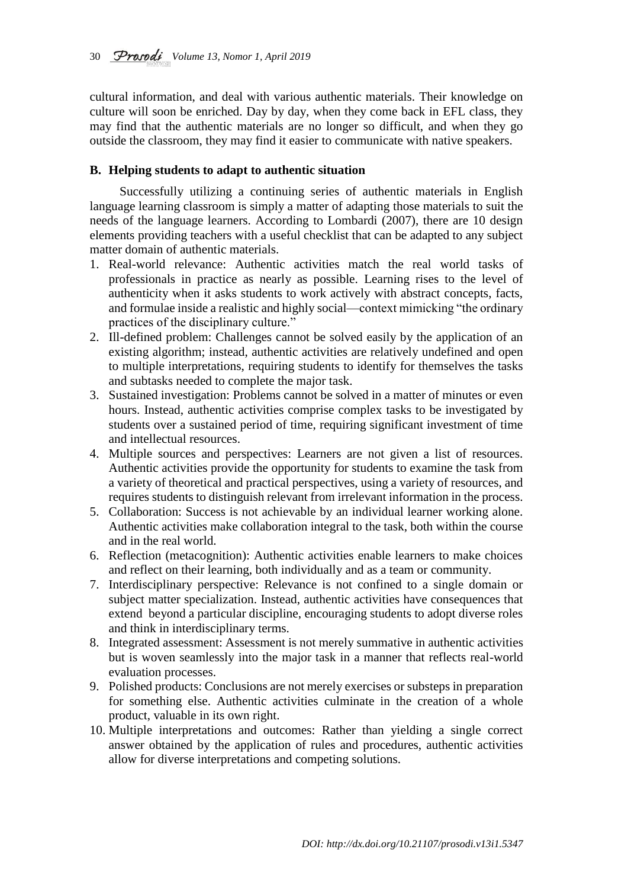cultural information, and deal with various authentic materials. Their knowledge on culture will soon be enriched. Day by day, when they come back in EFL class, they may find that the authentic materials are no longer so difficult, and when they go outside the classroom, they may find it easier to communicate with native speakers.

### B. Helping students to adapt to authentic situation

Successfully utilizing a continuing series of authentic materials in English language learning classroom is simply a matter of adapting those materials to suit the needs of the language learners. According to Lombardi (2007), there are 10 design elements providing teachers with a useful checklist that can be adapted to any subject matter domain of authentic materials.

1. Real-world relevance: Authentic activities match the real world tasks of professionals in practice as nearly as possible. Learning rises to the level of authenticity when it asks students to work actively with abstract concepts, facts, and formulae inside a realistic and highly social—context mimicking "the ordinary practices of the disciplinary culture."
2. Ill-defined problem: Challenges cannot be solved easily by the application of an existing algorithm; instead, authentic activities are relatively undefined and open to multiple interpretations, requiring students to identify for themselves the tasks and subtasks needed to complete the major task.
3. Sustained investigation: Problems cannot be solved in a matter of minutes or even hours. Instead, authentic activities comprise complex tasks to be investigated by students over a sustained period of time, requiring significant investment of time and intellectual resources.
4. Multiple sources and perspectives: Learners are not given a list of resources. Authentic activities provide the opportunity for students to examine the task from a variety of theoretical and practical perspectives, using a variety of resources, and requires students to distinguish relevant from irrelevant information in the process.
5. Collaboration: Success is not achievable by an individual learner working alone. Authentic activities make collaboration integral to the task, both within the course and in the real world.
6. Reflection (metacognition): Authentic activities enable learners to make choices and reflect on their learning, both individually and as a team or community.
7. Interdisciplinary perspective: Relevance is not confined to a single domain or subject matter specialization. Instead, authentic activities have consequences that extend beyond a particular discipline, encouraging students to adopt diverse roles and think in interdisciplinary terms.
8. Integrated assessment: Assessment is not merely summative in authentic activities but is woven seamlessly into the major task in a manner that reflects real-world evaluation processes.
9. Polished products: Conclusions are not merely exercises or substeps in preparation for something else. Authentic activities culminate in the creation of a whole product, valuable in its own right.
10. Multiple interpretations and outcomes: Rather than yielding a single correct answer obtained by the application of rules and procedures, authentic activities allow for diverse interpretations and competing solutions.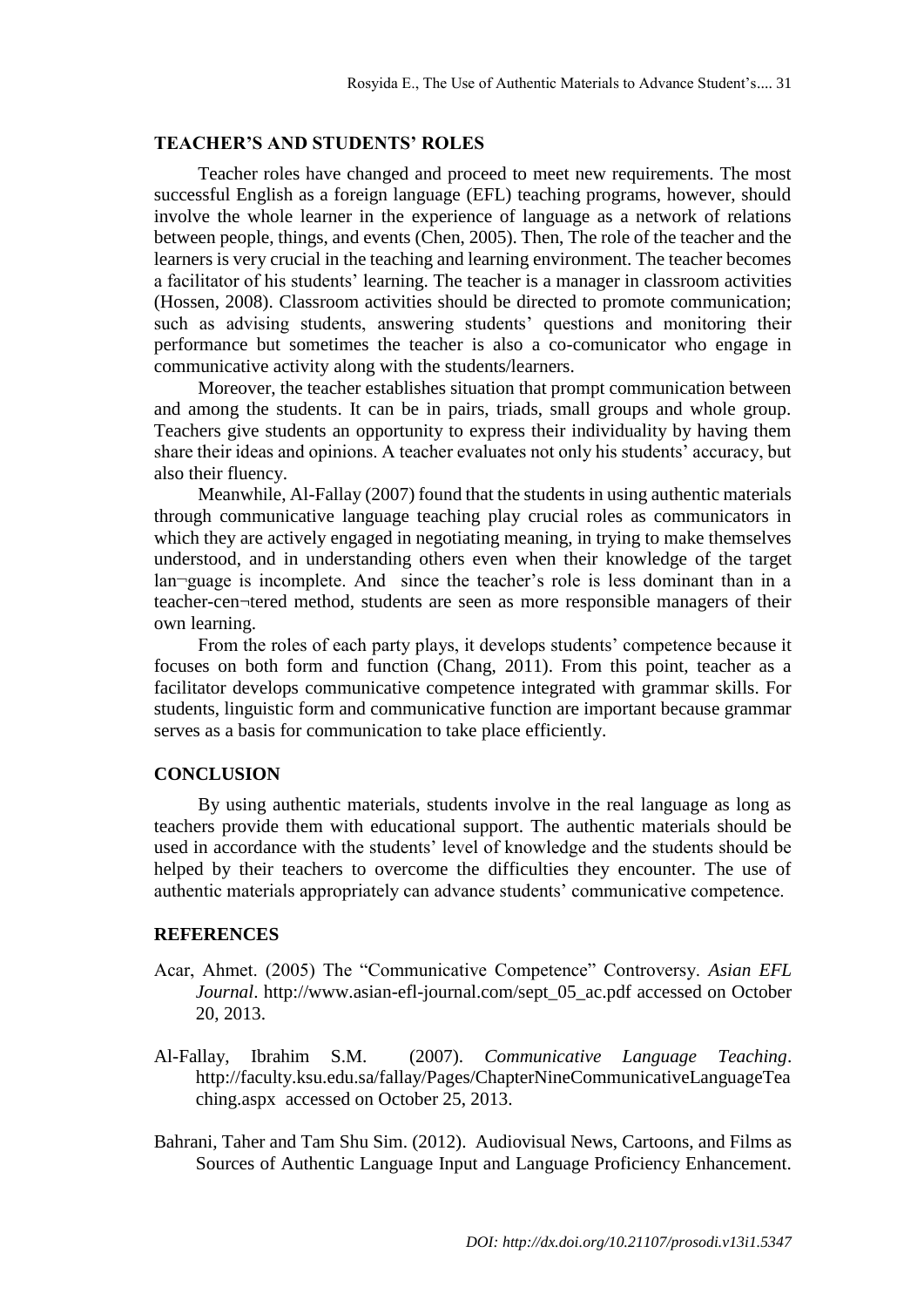## TEACHER'S AND STUDENTS' ROLES

Teacher roles have changed and proceed to meet new requirements. The most successful English as a foreign language (EFL) teaching programs, however, should involve the whole learner in the experience of language as a network of relations between people, things, and events (Chen, 2005). Then, The role of the teacher and the learners is very crucial in the teaching and learning environment. The teacher becomes a facilitator of his students' learning. The teacher is a manager in classroom activities (Hossen, 2008). Classroom activities should be directed to promote communication; such as advising students, answering students' questions and monitoring their performance but sometimes the teacher is also a co-comunicator who engage in communicative activity along with the students/learners.

Moreover, the teacher establishes situation that prompt communication between and among the students. It can be in pairs, triads, small groups and whole group. Teachers give students an opportunity to express their individuality by having them share their ideas and opinions. A teacher evaluates not only his students' accuracy, but also their fluency.

Meanwhile, Al-Fallay (2007) found that the students in using authentic materials through communicative language teaching play crucial roles as communicators in which they are actively engaged in negotiating meaning, in trying to make themselves understood, and in understanding others even when their knowledge of the target lan¬guage is incomplete. And since the teacher's role is less dominant than in a teacher-cen¬tered method, students are seen as more responsible managers of their own learning.

From the roles of each party plays, it develops students' competence because it focuses on both form and function (Chang, 2011). From this point, teacher as a facilitator develops communicative competence integrated with grammar skills. For students, linguistic form and communicative function are important because grammar serves as a basis for communication to take place efficiently.

## CONCLUSION

By using authentic materials, students involve in the real language as long as teachers provide them with educational support. The authentic materials should be used in accordance with the students' level of knowledge and the students should be helped by their teachers to overcome the difficulties they encounter. The use of authentic materials appropriately can advance students' communicative competence.

## REFERENCES

Acar, Ahmet. (2005) The "Communicative Competence" Controversy. *Asian EFL Journal*. http://www.asian-efl-journal.com/sept_05_ac.pdf accessed on October 20, 2013.

Al-Fallay, Ibrahim S.M. (2007). *Communicative Language Teaching*. http://faculty.ksu.edu.sa/fallay/Pages/ChapterNineCommunicativeLanguageTeaching.aspx accessed on October 25, 2013.

Bahrani, Taher and Tam Shu Sim. (2012). Audiovisual News, Cartoons, and Films as Sources of Authentic Language Input and Language Proficiency Enhancement.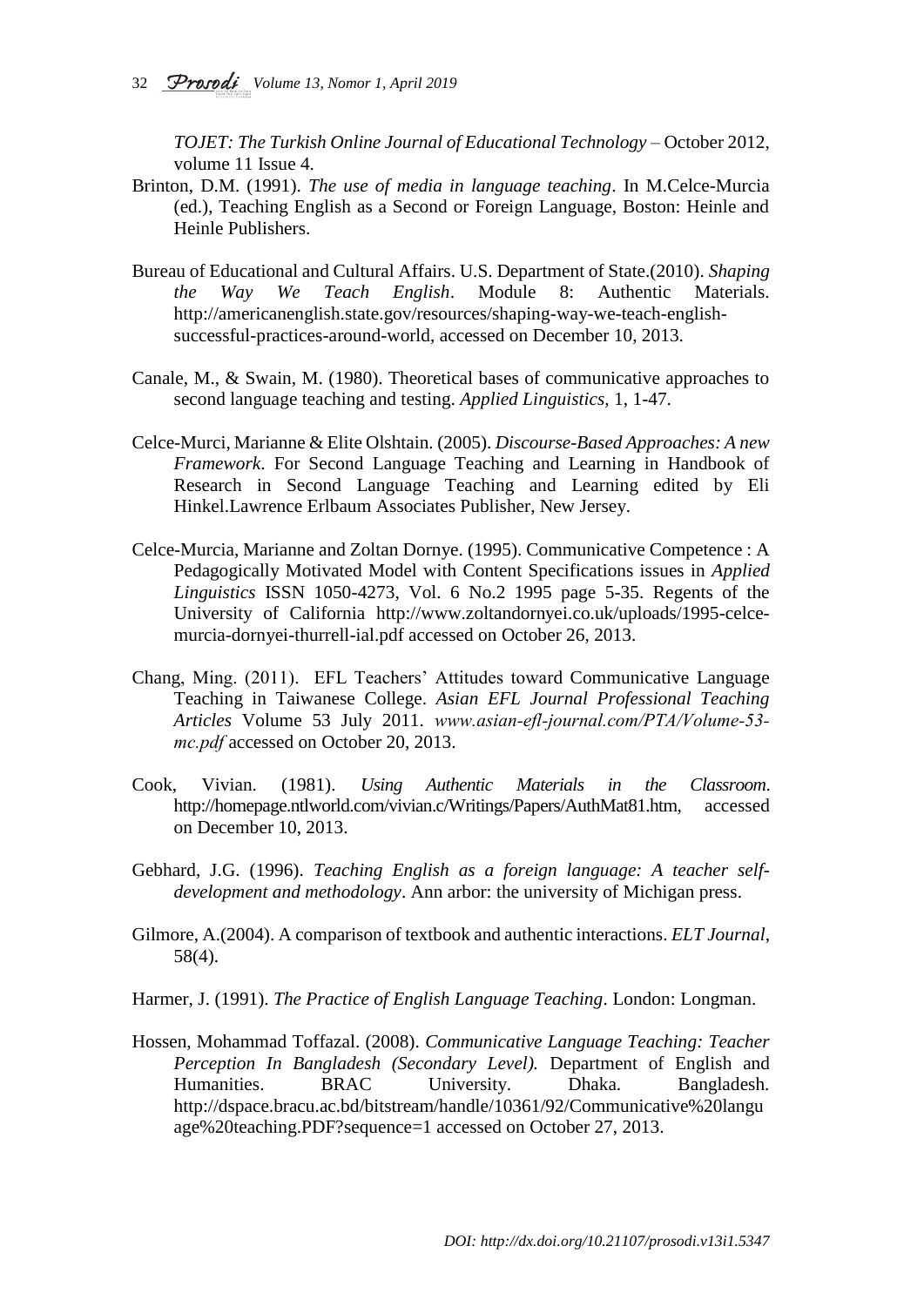*TOJET: The Turkish Online Journal of Educational Technology* – October 2012, volume 11 Issue 4.

Brinton, D.M. (1991). *The use of media in language teaching*. In M.Celce-Murcia (ed.), Teaching English as a Second or Foreign Language, Boston: Heinle and Heinle Publishers.

Bureau of Educational and Cultural Affairs. U.S. Department of State.(2010). *Shaping the Way We Teach English*. Module 8: Authentic Materials. http://americanenglish.state.gov/resources/shaping-way-we-teach-english-successful-practices-around-world, accessed on December 10, 2013.

Canale, M., & Swain, M. (1980). Theoretical bases of communicative approaches to second language teaching and testing. *Applied Linguistics*, 1, 1-47.

Celce-Murci, Marianne & Elite Olshtain. (2005). *Discourse-Based Approaches: A new Framework*. For Second Language Teaching and Learning in Handbook of Research in Second Language Teaching and Learning edited by Eli Hinkel.Lawrence Erlbaum Associates Publisher, New Jersey.

Celce-Murcia, Marianne and Zoltan Dornye. (1995). Communicative Competence : A Pedagogically Motivated Model with Content Specifications issues in *Applied Linguistics* ISSN 1050-4273, Vol. 6 No.2 1995 page 5-35. Regents of the University of California http://www.zoltandornyei.co.uk/uploads/1995-celce-murcia-dornyei-thurrell-ial.pdf accessed on October 26, 2013.

Chang, Ming. (2011). EFL Teachers' Attitudes toward Communicative Language Teaching in Taiwanese College. *Asian EFL Journal Professional Teaching Articles* Volume 53 July 2011. *www.asian-efl-journal.com/PTA/Volume-53-mc.pdf* accessed on October 20, 2013.

Cook, Vivian. (1981). *Using Authentic Materials in the Classroom*. http://homepage.ntlworld.com/vivian.c/Writings/Papers/AuthMat81.htm, accessed on December 10, 2013.

Gebhard, J.G. (1996). *Teaching English as a foreign language: A teacher self-development and methodology*. Ann arbor: the university of Michigan press.

Gilmore, A.(2004). A comparison of textbook and authentic interactions. *ELT Journal*, 58(4).

Harmer, J. (1991). *The Practice of English Language Teaching*. London: Longman.

Hossen, Mohammad Toffazal. (2008). *Communicative Language Teaching: Teacher Perception In Bangladesh (Secondary Level).* Department of English and Humanities. BRAC University. Dhaka. Bangladesh. http://dspace.bracu.ac.bd/bitstream/handle/10361/92/Communicative%20language%20teaching.PDF?sequence=1 accessed on October 27, 2013.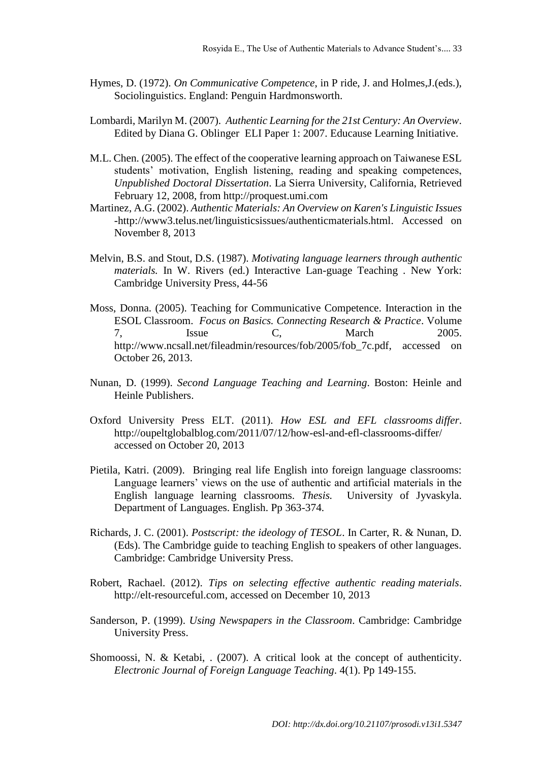Hymes, D. (1972). *On Communicative Competence*, in P ride, J. and Holmes,J.(eds.), Sociolinguistics. England: Penguin Hardmonsworth.

Lombardi, Marilyn M. (2007). *Authentic Learning for the 21st Century: An Overview*. Edited by Diana G. Oblinger ELI Paper 1: 2007. Educause Learning Initiative.

M.L. Chen. (2005). The effect of the cooperative learning approach on Taiwanese ESL students' motivation, English listening, reading and speaking competences, *Unpublished Doctoral Dissertation*. La Sierra University, California, Retrieved February 12, 2008, from http://proquest.umi.com

Martinez, A.G. (2002). *Authentic Materials: An Overview on Karen's Linguistic Issues* -http://www3.telus.net/linguisticsissues/authenticmaterials.html. Accessed on November 8, 2013

Melvin, B.S. and Stout, D.S. (1987). *Motivating language learners through authentic materials.* In W. Rivers (ed.) Interactive Lan-guage Teaching . New York: Cambridge University Press, 44-56

Moss, Donna. (2005). Teaching for Communicative Competence. Interaction in the ESOL Classroom. *Focus on Basics. Connecting Research & Practice*. Volume 7, Issue C, March 2005. http://www.ncsall.net/fileadmin/resources/fob/2005/fob_7c.pdf, accessed on October 26, 2013.

Nunan, D. (1999). *Second Language Teaching and Learning*. Boston: Heinle and Heinle Publishers.

Oxford University Press ELT. (2011). *How ESL and EFL classrooms differ*. http://oupeltglobalblog.com/2011/07/12/how-esl-and-efl-classrooms-differ/ accessed on October 20, 2013

Pietila, Katri. (2009). Bringing real life English into foreign language classrooms: Language learners' views on the use of authentic and artificial materials in the English language learning classrooms. *Thesis.* University of Jyvaskyla. Department of Languages. English. Pp 363-374.

Richards, J. C. (2001). *Postscript: the ideology of TESOL*. In Carter, R. & Nunan, D. (Eds). The Cambridge guide to teaching English to speakers of other languages. Cambridge: Cambridge University Press.

Robert, Rachael. (2012). *Tips on selecting effective authentic reading materials*. http://elt-resourceful.com, accessed on December 10, 2013

Sanderson, P. (1999). *Using Newspapers in the Classroom*. Cambridge: Cambridge University Press.

Shomoossi, N. & Ketabi, . (2007). A critical look at the concept of authenticity. *Electronic Journal of Foreign Language Teaching*. 4(1). Pp 149-155.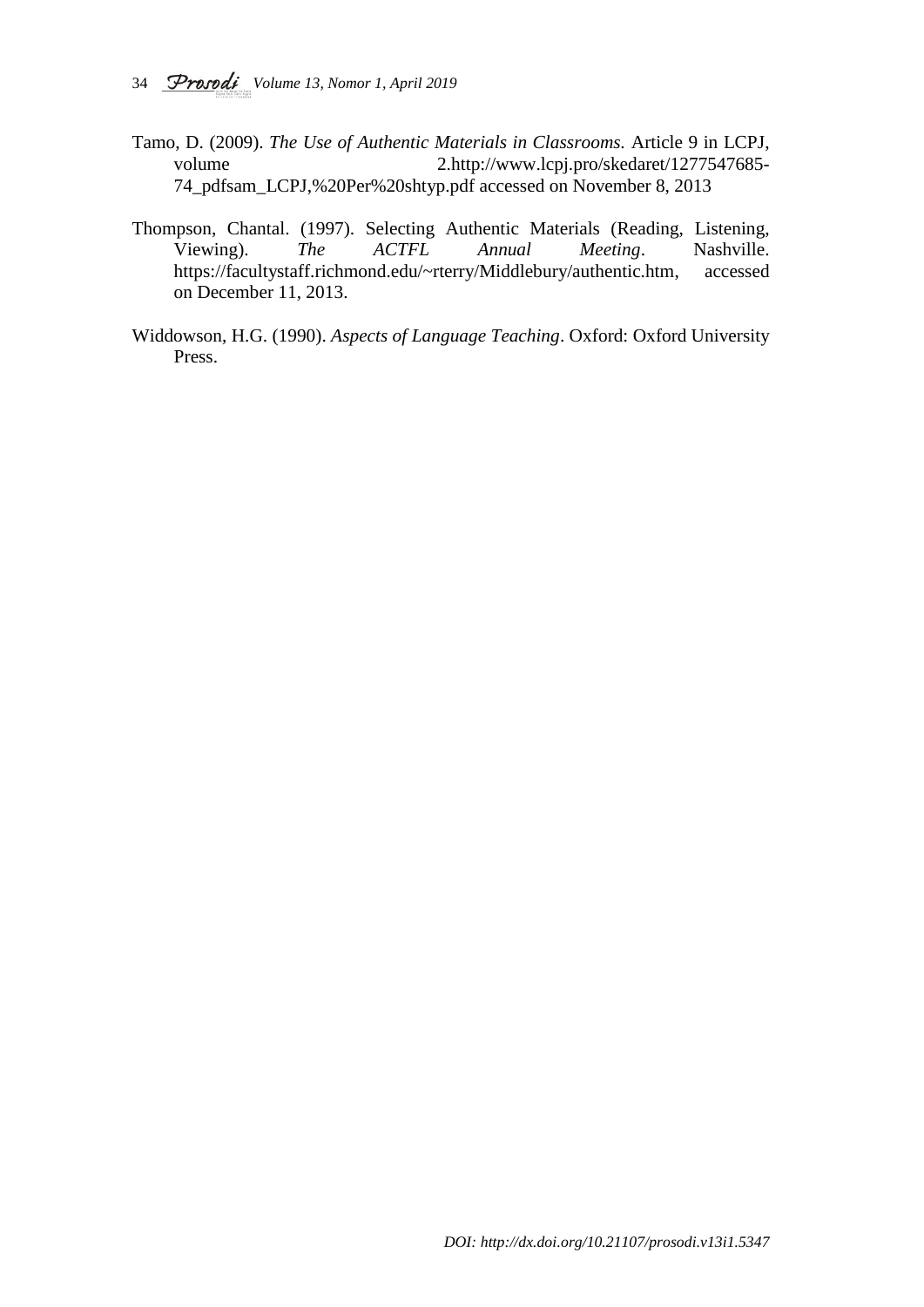Tamo, D. (2009). *The Use of Authentic Materials in Classrooms.* Article 9 in LCPJ, volume 2.http://www.lcpj.pro/skedaret/1277547685-74_pdfsam_LCPJ,%20Per%20shtyp.pdf accessed on November 8, 2013

Thompson, Chantal. (1997). Selecting Authentic Materials (Reading, Listening, Viewing). *The ACTFL Annual Meeting*. Nashville. https://facultystaff.richmond.edu/~rterry/Middlebury/authentic.htm, accessed on December 11, 2013.

Widdowson, H.G. (1990). *Aspects of Language Teaching*. Oxford: Oxford University Press.